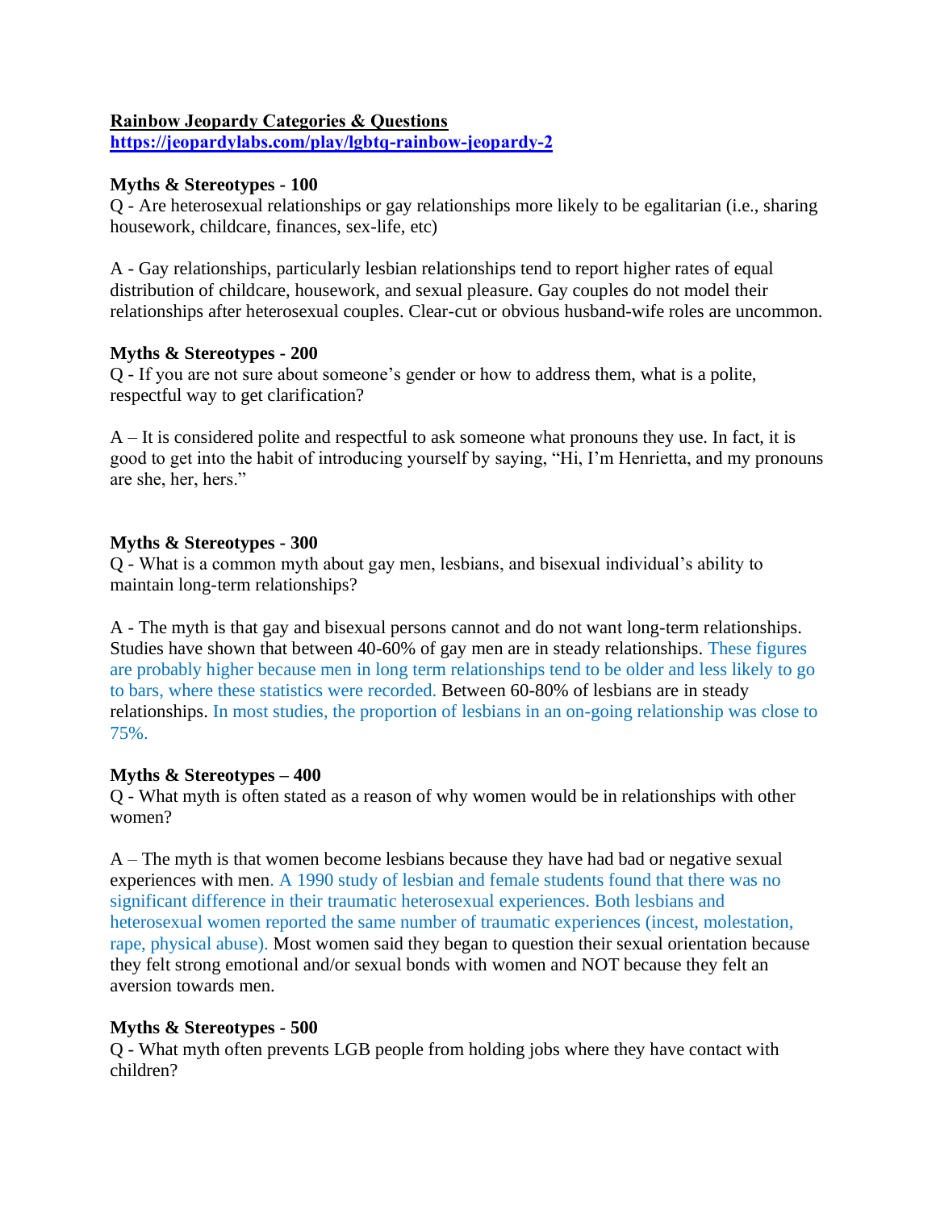**Rainbow Jeopardy Categories & Questions**

**https://jeopardylabs.com/play/lgbtq-rainbow-jeopardy-2**

**Myths & Stereotypes - 100**

Q - Are heterosexual relationships or gay relationships more likely to be egalitarian (i.e., sharing housework, childcare, finances, sex-life, etc)

A - Gay relationships, particularly lesbian relationships tend to report higher rates of equal distribution of childcare, housework, and sexual pleasure. Gay couples do not model their relationships after heterosexual couples. Clear-cut or obvious husband-wife roles are uncommon.

**Myths & Stereotypes - 200**

Q - If you are not sure about someone's gender or how to address them, what is a polite, respectful way to get clarification?

A – It is considered polite and respectful to ask someone what pronouns they use. In fact, it is good to get into the habit of introducing yourself by saying, "Hi, I'm Henrietta, and my pronouns are she, her, hers."

**Myths & Stereotypes - 300**

Q - What is a common myth about gay men, lesbians, and bisexual individual's ability to maintain long-term relationships?

A - The myth is that gay and bisexual persons cannot and do not want long-term relationships. Studies have shown that between 40-60% of gay men are in steady relationships. These figures are probably higher because men in long term relationships tend to be older and less likely to go to bars, where these statistics were recorded. Between 60-80% of lesbians are in steady relationships. In most studies, the proportion of lesbians in an on-going relationship was close to 75%.

**Myths & Stereotypes – 400**

Q - What myth is often stated as a reason of why women would be in relationships with other women?

A – The myth is that women become lesbians because they have had bad or negative sexual experiences with men. A 1990 study of lesbian and female students found that there was no significant difference in their traumatic heterosexual experiences. Both lesbians and heterosexual women reported the same number of traumatic experiences (incest, molestation, rape, physical abuse). Most women said they began to question their sexual orientation because they felt strong emotional and/or sexual bonds with women and NOT because they felt an aversion towards men.

**Myths & Stereotypes - 500**

Q - What myth often prevents LGB people from holding jobs where they have contact with children?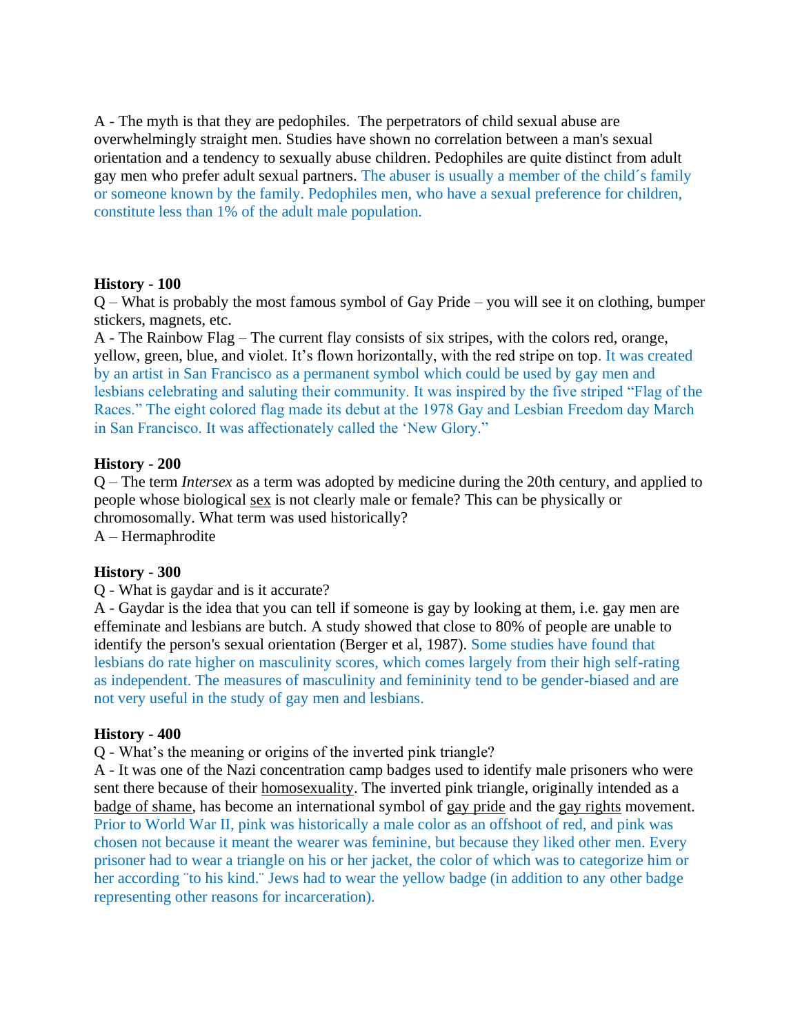A - The myth is that they are pedophiles. The perpetrators of child sexual abuse are overwhelmingly straight men. Studies have shown no correlation between a man's sexual orientation and a tendency to sexually abuse children. Pedophiles are quite distinct from adult gay men who prefer adult sexual partners. The abuser is usually a member of the child´s family or someone known by the family. Pedophiles men, who have a sexual preference for children, constitute less than 1% of the adult male population.

**History - 100**

Q – What is probably the most famous symbol of Gay Pride – you will see it on clothing, bumper stickers, magnets, etc.

A - The Rainbow Flag – The current flay consists of six stripes, with the colors red, orange, yellow, green, blue, and violet. It's flown horizontally, with the red stripe on top. It was created by an artist in San Francisco as a permanent symbol which could be used by gay men and lesbians celebrating and saluting their community. It was inspired by the five striped "Flag of the Races." The eight colored flag made its debut at the 1978 Gay and Lesbian Freedom day March in San Francisco. It was affectionately called the 'New Glory."

**History - 200**

Q – The term *Intersex* as a term was adopted by medicine during the 20th century, and applied to people whose biological sex is not clearly male or female? This can be physically or chromosomally. What term was used historically?

A – Hermaphrodite

**History - 300**

Q - What is gaydar and is it accurate?

A - Gaydar is the idea that you can tell if someone is gay by looking at them, i.e. gay men are effeminate and lesbians are butch. A study showed that close to 80% of people are unable to identify the person's sexual orientation (Berger et al, 1987). Some studies have found that lesbians do rate higher on masculinity scores, which comes largely from their high self-rating as independent. The measures of masculinity and femininity tend to be gender-biased and are not very useful in the study of gay men and lesbians.

**History - 400**

Q - What's the meaning or origins of the inverted pink triangle?

A - It was one of the Nazi concentration camp badges used to identify male prisoners who were sent there because of their homosexuality. The inverted pink triangle, originally intended as a badge of shame, has become an international symbol of gay pride and the gay rights movement. Prior to World War II, pink was historically a male color as an offshoot of red, and pink was chosen not because it meant the wearer was feminine, but because they liked other men. Every prisoner had to wear a triangle on his or her jacket, the color of which was to categorize him or her according ¨to his kind.¨ Jews had to wear the yellow badge (in addition to any other badge representing other reasons for incarceration).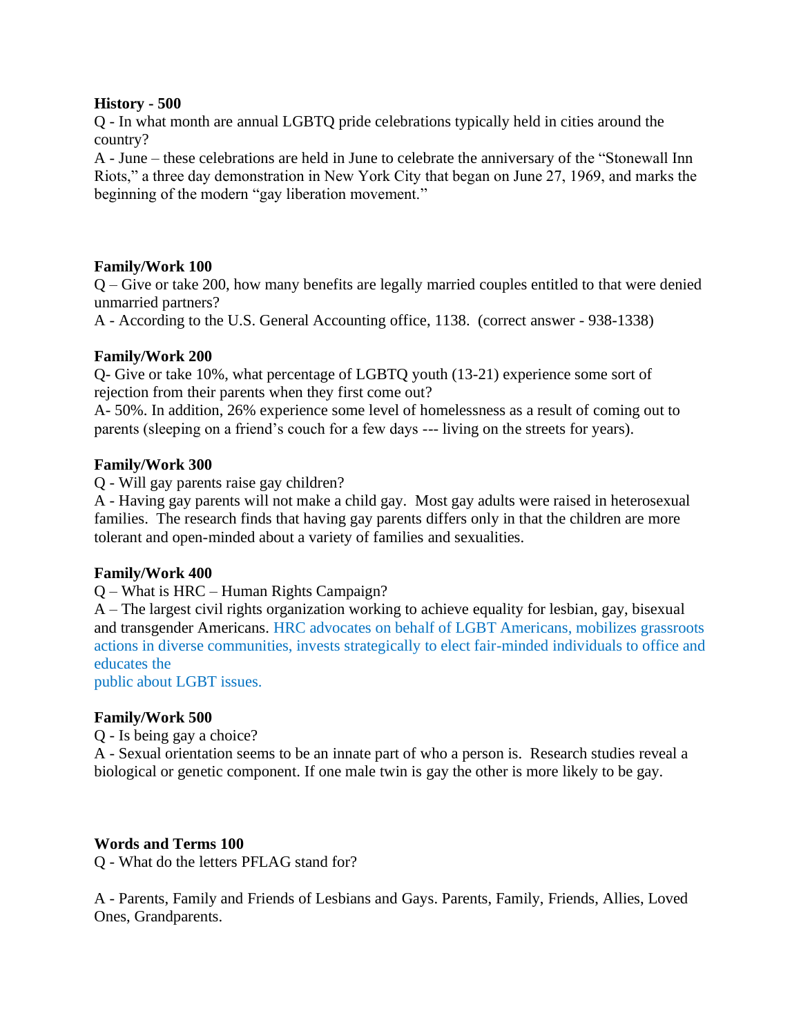**History - 500**

Q - In what month are annual LGBTQ pride celebrations typically held in cities around the country?

A - June – these celebrations are held in June to celebrate the anniversary of the "Stonewall Inn Riots," a three day demonstration in New York City that began on June 27, 1969, and marks the beginning of the modern "gay liberation movement."

**Family/Work 100**

Q – Give or take 200, how many benefits are legally married couples entitled to that were denied unmarried partners?

A - According to the U.S. General Accounting office, 1138. (correct answer - 938-1338)

**Family/Work 200**

Q- Give or take 10%, what percentage of LGBTQ youth (13-21) experience some sort of rejection from their parents when they first come out?

A- 50%. In addition, 26% experience some level of homelessness as a result of coming out to parents (sleeping on a friend's couch for a few days --- living on the streets for years).

**Family/Work 300**

Q - Will gay parents raise gay children?

A - Having gay parents will not make a child gay. Most gay adults were raised in heterosexual families. The research finds that having gay parents differs only in that the children are more tolerant and open-minded about a variety of families and sexualities.

**Family/Work 400**

Q – What is HRC – Human Rights Campaign?

A – The largest civil rights organization working to achieve equality for lesbian, gay, bisexual and transgender Americans. HRC advocates on behalf of LGBT Americans, mobilizes grassroots actions in diverse communities, invests strategically to elect fair-minded individuals to office and educates the public about LGBT issues.

**Family/Work 500**

Q - Is being gay a choice?

A - Sexual orientation seems to be an innate part of who a person is. Research studies reveal a biological or genetic component. If one male twin is gay the other is more likely to be gay.

**Words and Terms 100**

Q - What do the letters PFLAG stand for?

A - Parents, Family and Friends of Lesbians and Gays. Parents, Family, Friends, Allies, Loved Ones, Grandparents.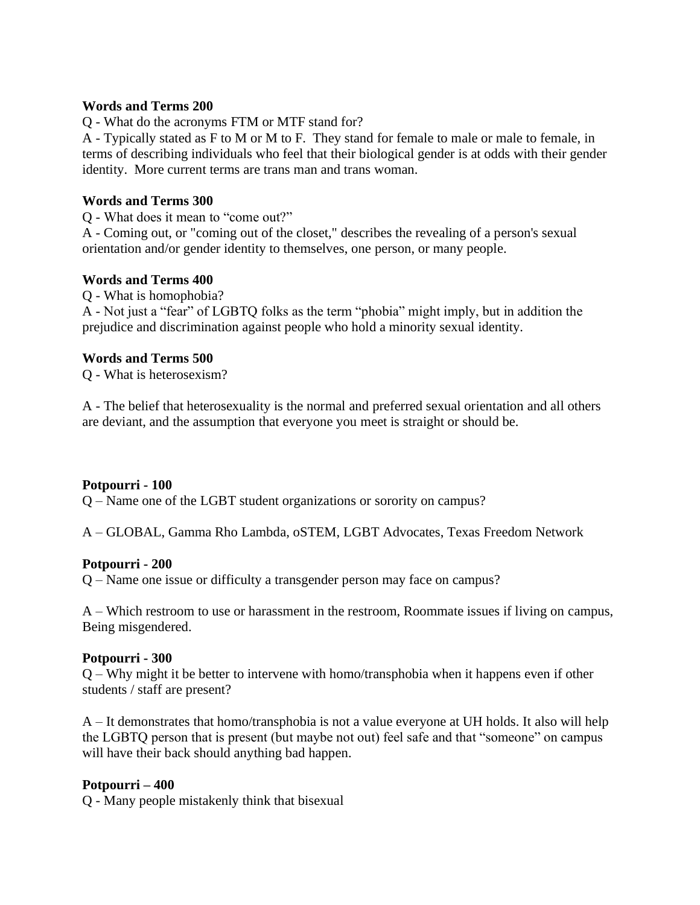**Words and Terms 200**

Q - What do the acronyms FTM or MTF stand for?

A - Typically stated as F to M or M to F. They stand for female to male or male to female, in terms of describing individuals who feel that their biological gender is at odds with their gender identity. More current terms are trans man and trans woman.

**Words and Terms 300**

Q - What does it mean to "come out?"

A - Coming out, or "coming out of the closet," describes the revealing of a person's sexual orientation and/or gender identity to themselves, one person, or many people.

**Words and Terms 400**

Q - What is homophobia?

A - Not just a "fear" of LGBTQ folks as the term "phobia" might imply, but in addition the prejudice and discrimination against people who hold a minority sexual identity.

**Words and Terms 500**

Q - What is heterosexism?

A - The belief that heterosexuality is the normal and preferred sexual orientation and all others are deviant, and the assumption that everyone you meet is straight or should be.

**Potpourri - 100**

Q – Name one of the LGBT student organizations or sorority on campus?

A – GLOBAL, Gamma Rho Lambda, oSTEM, LGBT Advocates, Texas Freedom Network

**Potpourri - 200**

Q – Name one issue or difficulty a transgender person may face on campus?

A – Which restroom to use or harassment in the restroom, Roommate issues if living on campus, Being misgendered.

**Potpourri - 300**

Q – Why might it be better to intervene with homo/transphobia when it happens even if other students / staff are present?

A – It demonstrates that homo/transphobia is not a value everyone at UH holds. It also will help the LGBTQ person that is present (but maybe not out) feel safe and that "someone" on campus will have their back should anything bad happen.

**Potpourri – 400**

Q - Many people mistakenly think that bisexual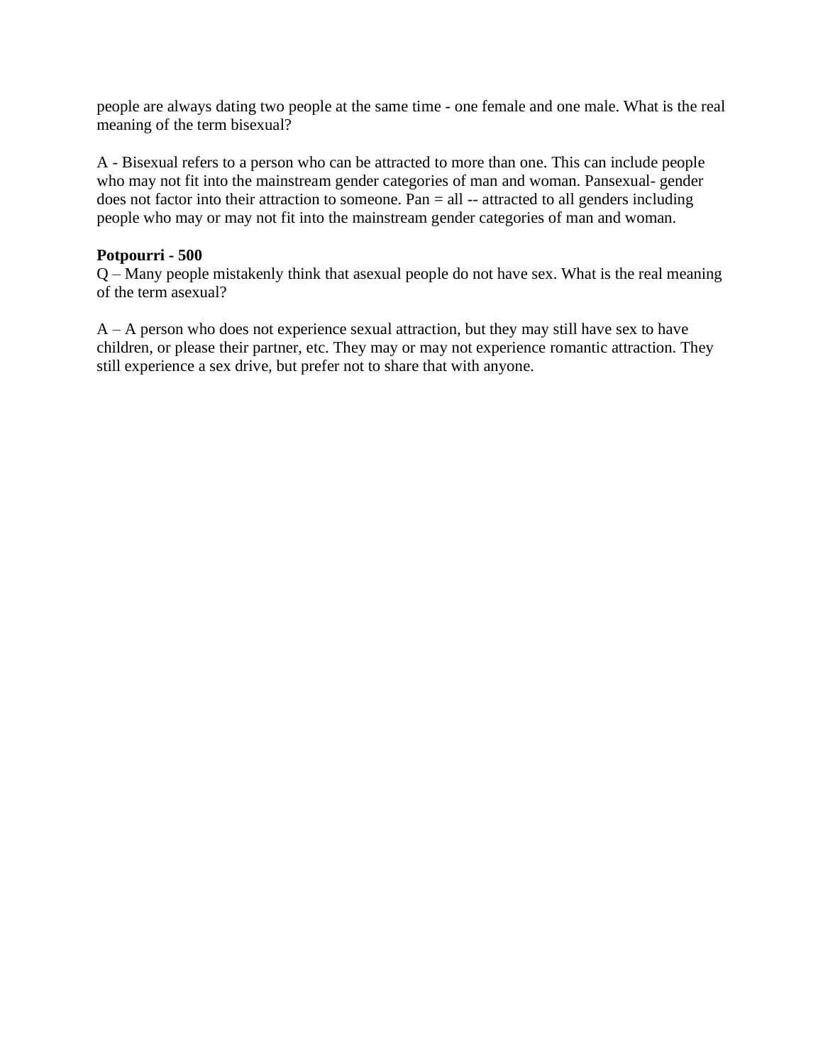people are always dating two people at the same time - one female and one male. What is the real meaning of the term bisexual?

A - Bisexual refers to a person who can be attracted to more than one. This can include people who may not fit into the mainstream gender categories of man and woman. Pansexual- gender does not factor into their attraction to someone. Pan = all -- attracted to all genders including people who may or may not fit into the mainstream gender categories of man and woman.

**Potpourri - 500**
Q – Many people mistakenly think that asexual people do not have sex. What is the real meaning of the term asexual?

A – A person who does not experience sexual attraction, but they may still have sex to have children, or please their partner, etc. They may or may not experience romantic attraction. They still experience a sex drive, but prefer not to share that with anyone.